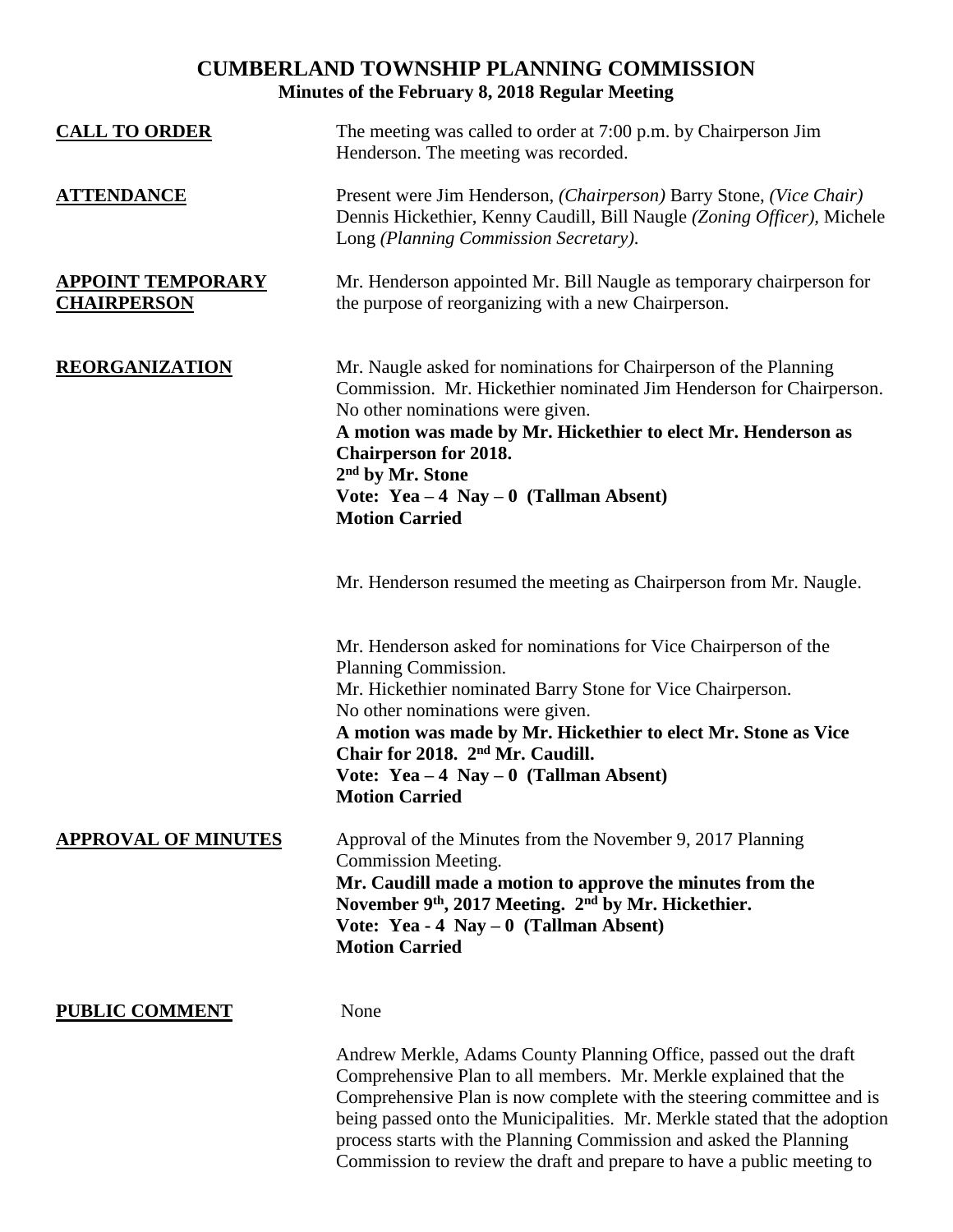# CUMBERLAND TOWNSHIP PLANNING COMMISSION

## Minutes of the February 8, 2018 Regular Meeting

**CALL TO ORDER**

The meeting was called to order at 7:00 p.m. by Chairperson Jim Henderson. The meeting was recorded.

**ATTENDANCE**

Present were Jim Henderson, *(Chairperson)* Barry Stone, *(Vice Chair)* Dennis Hickethier, Kenny Caudill, Bill Naugle *(Zoning Officer)*, Michele Long *(Planning Commission Secretary)*.

**APPOINT TEMPORARY CHAIRPERSON**

Mr. Henderson appointed Mr. Bill Naugle as temporary chairperson for the purpose of reorganizing with a new Chairperson.

**REORGANIZATION**

Mr. Naugle asked for nominations for Chairperson of the Planning Commission. Mr. Hickethier nominated Jim Henderson for Chairperson. No other nominations were given.

**A motion was made by Mr. Hickethier to elect Mr. Henderson as Chairperson for 2018.**
**2nd by Mr. Stone**
**Vote: Yea – 4 Nay – 0 (Tallman Absent)**
**Motion Carried**

Mr. Henderson resumed the meeting as Chairperson from Mr. Naugle.

Mr. Henderson asked for nominations for Vice Chairperson of the Planning Commission.
Mr. Hickethier nominated Barry Stone for Vice Chairperson.
No other nominations were given.

**A motion was made by Mr. Hickethier to elect Mr. Stone as Vice Chair for 2018. 2nd Mr. Caudill.**
**Vote: Yea – 4 Nay – 0 (Tallman Absent)**
**Motion Carried**

**APPROVAL OF MINUTES**

Approval of the Minutes from the November 9, 2017 Planning Commission Meeting.

**Mr. Caudill made a motion to approve the minutes from the November 9th, 2017 Meeting. 2nd by Mr. Hickethier.**
**Vote: Yea - 4 Nay – 0 (Tallman Absent)**
**Motion Carried**

**PUBLIC COMMENT**

None

Andrew Merkle, Adams County Planning Office, passed out the draft Comprehensive Plan to all members. Mr. Merkle explained that the Comprehensive Plan is now complete with the steering committee and is being passed onto the Municipalities. Mr. Merkle stated that the adoption process starts with the Planning Commission and asked the Planning Commission to review the draft and prepare to have a public meeting to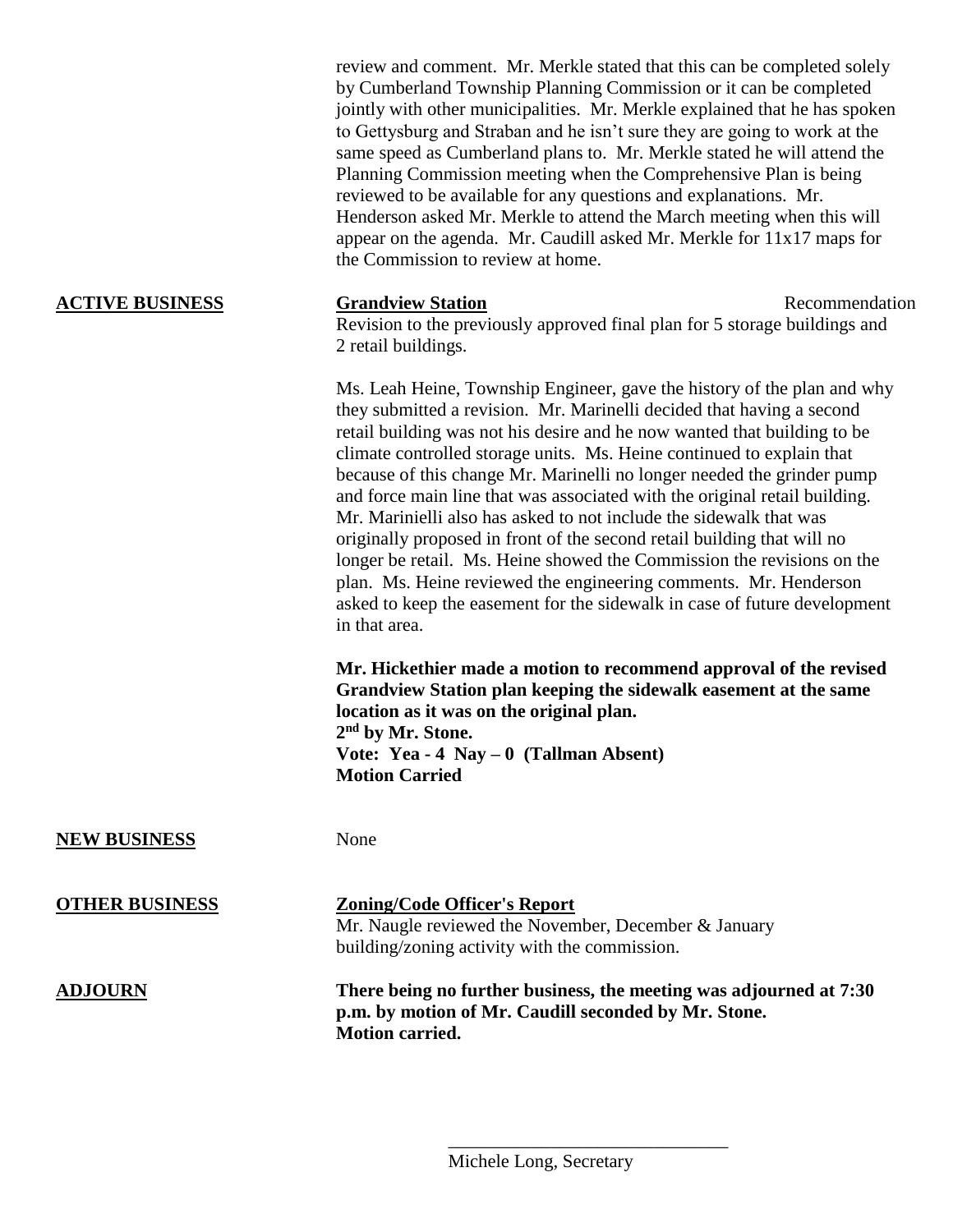review and comment. Mr. Merkle stated that this can be completed solely by Cumberland Township Planning Commission or it can be completed jointly with other municipalities. Mr. Merkle explained that he has spoken to Gettysburg and Straban and he isn't sure they are going to work at the same speed as Cumberland plans to. Mr. Merkle stated he will attend the Planning Commission meeting when the Comprehensive Plan is being reviewed to be available for any questions and explanations. Mr. Henderson asked Mr. Merkle to attend the March meeting when this will appear on the agenda. Mr. Caudill asked Mr. Merkle for 11x17 maps for the Commission to review at home.

**ACTIVE BUSINESS**

**Grandview Station** — Recommendation

Revision to the previously approved final plan for 5 storage buildings and 2 retail buildings.

Ms. Leah Heine, Township Engineer, gave the history of the plan and why they submitted a revision. Mr. Marinelli decided that having a second retail building was not his desire and he now wanted that building to be climate controlled storage units. Ms. Heine continued to explain that because of this change Mr. Marinelli no longer needed the grinder pump and force main line that was associated with the original retail building. Mr. Marinielli also has asked to not include the sidewalk that was originally proposed in front of the second retail building that will no longer be retail. Ms. Heine showed the Commission the revisions on the plan. Ms. Heine reviewed the engineering comments. Mr. Henderson asked to keep the easement for the sidewalk in case of future development in that area.

**Mr. Hickethier made a motion to recommend approval of the revised Grandview Station plan keeping the sidewalk easement at the same location as it was on the original plan.**
**2nd by Mr. Stone.**
**Vote: Yea - 4 Nay – 0 (Tallman Absent)**
**Motion Carried**

**NEW BUSINESS**

None

**OTHER BUSINESS**

**Zoning/Code Officer's Report**

Mr. Naugle reviewed the November, December & January building/zoning activity with the commission.

**ADJOURN**

**There being no further business, the meeting was adjourned at 7:30 p.m. by motion of Mr. Caudill seconded by Mr. Stone.**
**Motion carried.**

\_\_\_\_\_\_\_\_\_\_\_\_\_\_\_\_\_\_\_\_\_\_\_\_\_\_\_\_\_\_

Michele Long, Secretary